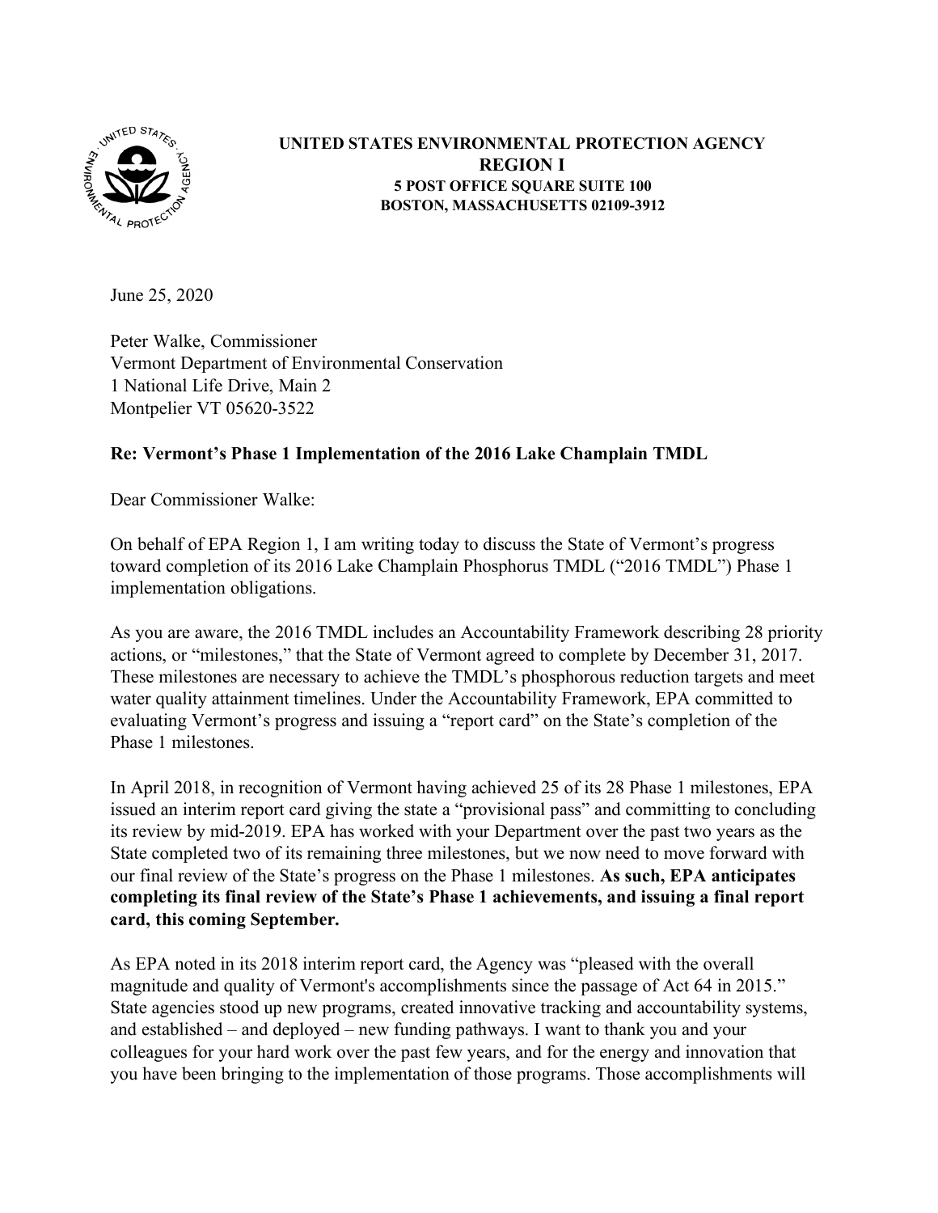**UNITED STATES ENVIRONMENTAL PROTECTION AGENCY**
**REGION I**
**5 POST OFFICE SQUARE SUITE 100**
**BOSTON, MASSACHUSETTS 02109-3912**

June 25, 2020

Peter Walke, Commissioner
Vermont Department of Environmental Conservation
1 National Life Drive, Main 2
Montpelier VT 05620-3522

**Re: Vermont's Phase 1 Implementation of the 2016 Lake Champlain TMDL**

Dear Commissioner Walke:

On behalf of EPA Region 1, I am writing today to discuss the State of Vermont's progress toward completion of its 2016 Lake Champlain Phosphorus TMDL ("2016 TMDL") Phase 1 implementation obligations.

As you are aware, the 2016 TMDL includes an Accountability Framework describing 28 priority actions, or "milestones," that the State of Vermont agreed to complete by December 31, 2017. These milestones are necessary to achieve the TMDL's phosphorous reduction targets and meet water quality attainment timelines. Under the Accountability Framework, EPA committed to evaluating Vermont's progress and issuing a "report card" on the State's completion of the Phase 1 milestones.

In April 2018, in recognition of Vermont having achieved 25 of its 28 Phase 1 milestones, EPA issued an interim report card giving the state a "provisional pass" and committing to concluding its review by mid-2019. EPA has worked with your Department over the past two years as the State completed two of its remaining three milestones, but we now need to move forward with our final review of the State's progress on the Phase 1 milestones. **As such, EPA anticipates completing its final review of the State's Phase 1 achievements, and issuing a final report card, this coming September.**

As EPA noted in its 2018 interim report card, the Agency was "pleased with the overall magnitude and quality of Vermont's accomplishments since the passage of Act 64 in 2015." State agencies stood up new programs, created innovative tracking and accountability systems, and established – and deployed – new funding pathways. I want to thank you and your colleagues for your hard work over the past few years, and for the energy and innovation that you have been bringing to the implementation of those programs. Those accomplishments will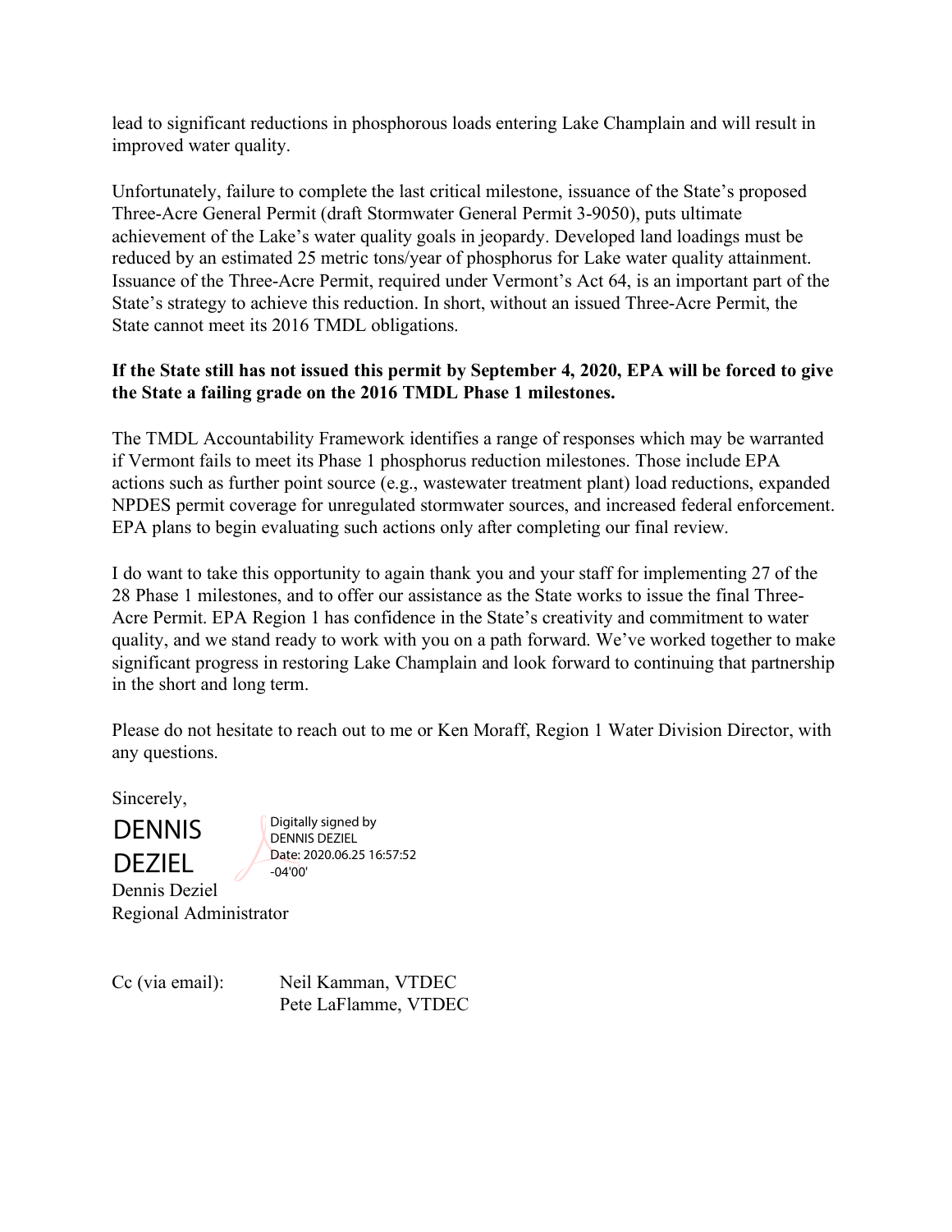lead to significant reductions in phosphorous loads entering Lake Champlain and will result in improved water quality.

Unfortunately, failure to complete the last critical milestone, issuance of the State's proposed Three-Acre General Permit (draft Stormwater General Permit 3-9050), puts ultimate achievement of the Lake's water quality goals in jeopardy. Developed land loadings must be reduced by an estimated 25 metric tons/year of phosphorus for Lake water quality attainment. Issuance of the Three-Acre Permit, required under Vermont's Act 64, is an important part of the State's strategy to achieve this reduction. In short, without an issued Three-Acre Permit, the State cannot meet its 2016 TMDL obligations.

**If the State still has not issued this permit by September 4, 2020, EPA will be forced to give the State a failing grade on the 2016 TMDL Phase 1 milestones.**

The TMDL Accountability Framework identifies a range of responses which may be warranted if Vermont fails to meet its Phase 1 phosphorus reduction milestones. Those include EPA actions such as further point source (e.g., wastewater treatment plant) load reductions, expanded NPDES permit coverage for unregulated stormwater sources, and increased federal enforcement. EPA plans to begin evaluating such actions only after completing our final review.

I do want to take this opportunity to again thank you and your staff for implementing 27 of the 28 Phase 1 milestones, and to offer our assistance as the State works to issue the final Three-Acre Permit. EPA Region 1 has confidence in the State's creativity and commitment to water quality, and we stand ready to work with you on a path forward. We've worked together to make significant progress in restoring Lake Champlain and look forward to continuing that partnership in the short and long term.

Please do not hesitate to reach out to me or Ken Moraff, Region 1 Water Division Director, with any questions.

Sincerely,

DENNIS DEZIEL

Digitally signed by DENNIS DEZIEL
Date: 2020.06.25 16:57:52 -04'00'

Dennis Deziel
Regional Administrator

Cc (via email): Neil Kamman, VTDEC
Pete LaFlamme, VTDEC